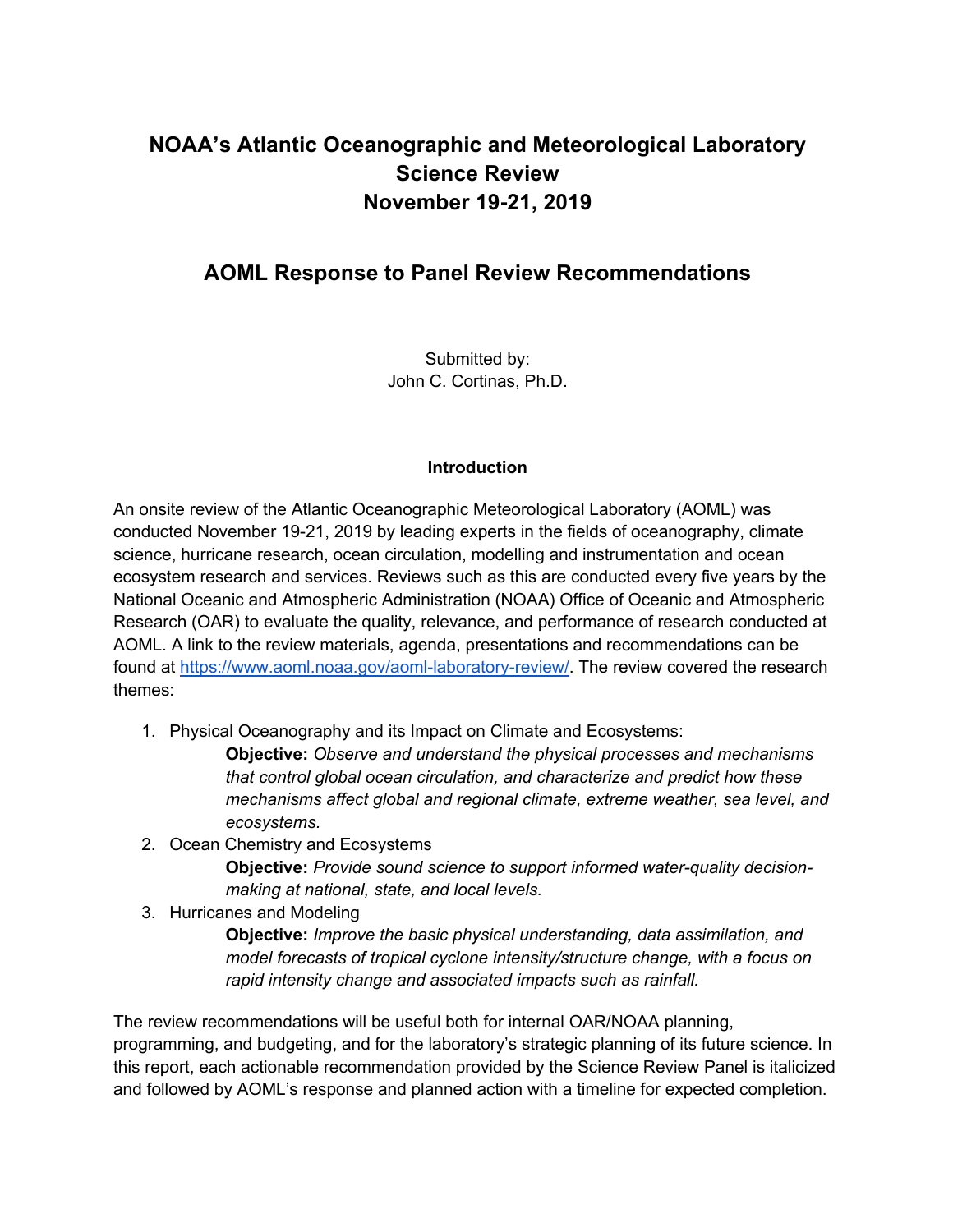# NOAA's Atlantic Oceanographic and Meteorological Laboratory Science Review November 19-21, 2019

## AOML Response to Panel Review Recommendations

Submitted by:
John C. Cortinas, Ph.D.

### Introduction

An onsite review of the Atlantic Oceanographic Meteorological Laboratory (AOML) was conducted November 19-21, 2019 by leading experts in the fields of oceanography, climate science, hurricane research, ocean circulation, modelling and instrumentation and ocean ecosystem research and services. Reviews such as this are conducted every five years by the National Oceanic and Atmospheric Administration (NOAA) Office of Oceanic and Atmospheric Research (OAR) to evaluate the quality, relevance, and performance of research conducted at AOML. A link to the review materials, agenda, presentations and recommendations can be found at [https://www.aoml.noaa.gov/aoml-laboratory-review/](https://www.aoml.noaa.gov/aoml-laboratory-review/). The review covered the research themes:

1. Physical Oceanography and its Impact on Climate and Ecosystems:
   **Objective:** *Observe and understand the physical processes and mechanisms that control global ocean circulation, and characterize and predict how these mechanisms affect global and regional climate, extreme weather, sea level, and ecosystems.*
2. Ocean Chemistry and Ecosystems
   **Objective:** *Provide sound science to support informed water-quality decision-making at national, state, and local levels.*
3. Hurricanes and Modeling
   **Objective:** *Improve the basic physical understanding, data assimilation, and model forecasts of tropical cyclone intensity/structure change, with a focus on rapid intensity change and associated impacts such as rainfall.*

The review recommendations will be useful both for internal OAR/NOAA planning, programming, and budgeting, and for the laboratory's strategic planning of its future science. In this report, each actionable recommendation provided by the Science Review Panel is italicized and followed by AOML's response and planned action with a timeline for expected completion.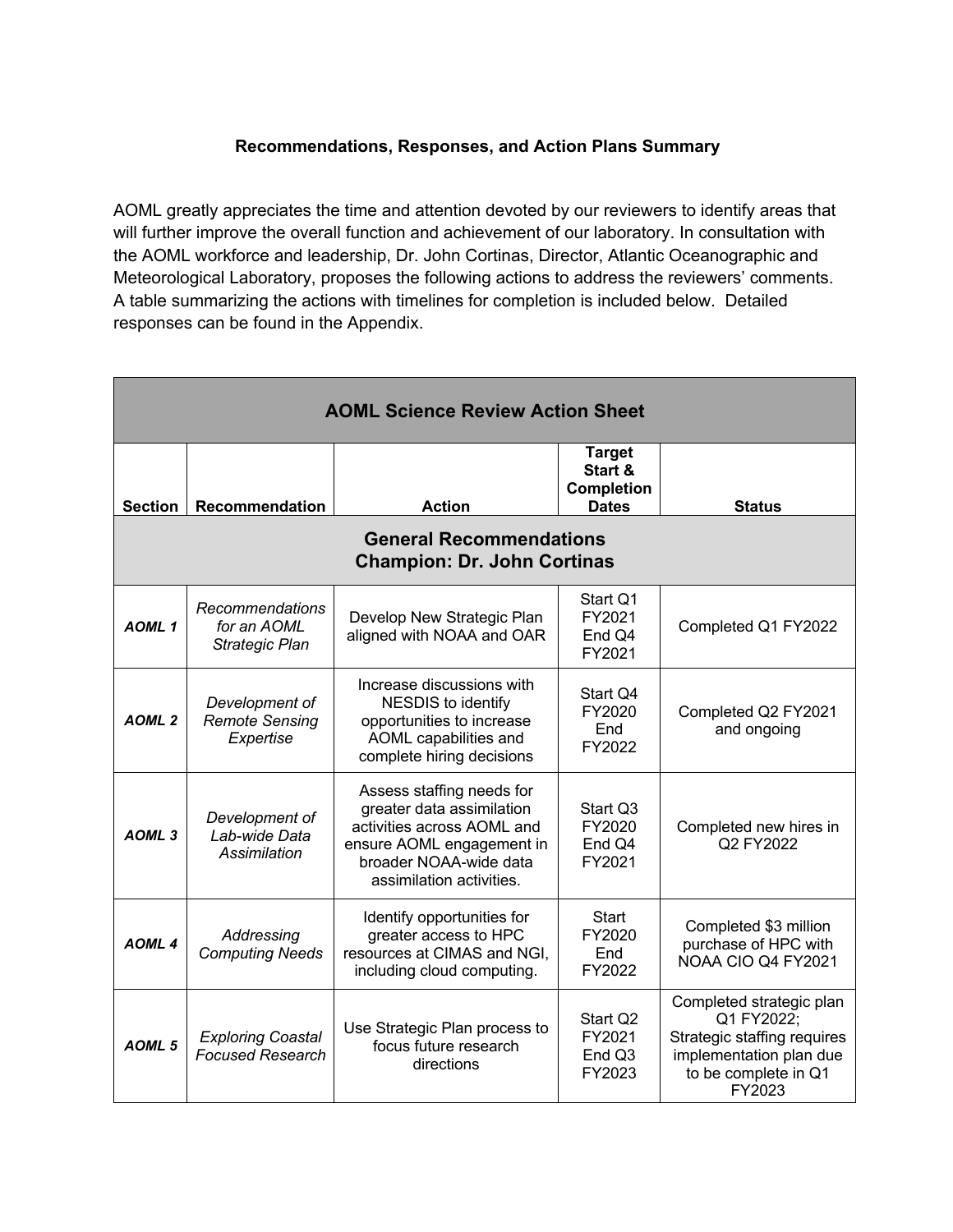**Recommendations, Responses, and Action Plans Summary**

AOML greatly appreciates the time and attention devoted by our reviewers to identify areas that will further improve the overall function and achievement of our laboratory. In consultation with the AOML workforce and leadership, Dr. John Cortinas, Director, Atlantic Oceanographic and Meteorological Laboratory, proposes the following actions to address the reviewers' comments. A table summarizing the actions with timelines for completion is included below. Detailed responses can be found in the Appendix.

| **AOML Science Review Action Sheet** | | | | |
|---|---|---|---|---|
| **Section** | **Recommendation** | **Action** | **Target Start & Completion Dates** | **Status** |
| **General Recommendations Champion: Dr. John Cortinas** | | | | |
| ***AOML 1*** | *Recommendations for an AOML Strategic Plan* | Develop New Strategic Plan aligned with NOAA and OAR | Start Q1 FY2021 End Q4 FY2021 | Completed Q1 FY2022 |
| ***AOML 2*** | *Development of Remote Sensing Expertise* | Increase discussions with NESDIS to identify opportunities to increase AOML capabilities and complete hiring decisions | Start Q4 FY2020 End FY2022 | Completed Q2 FY2021 and ongoing |
| ***AOML 3*** | *Development of Lab-wide Data Assimilation* | Assess staffing needs for greater data assimilation activities across AOML and ensure AOML engagement in broader NOAA-wide data assimilation activities. | Start Q3 FY2020 End Q4 FY2021 | Completed new hires in Q2 FY2022 |
| ***AOML 4*** | *Addressing Computing Needs* | Identify opportunities for greater access to HPC resources at CIMAS and NGI, including cloud computing. | Start FY2020 End FY2022 | Completed $3 million purchase of HPC with NOAA CIO Q4 FY2021 |
| ***AOML 5*** | *Exploring Coastal Focused Research* | Use Strategic Plan process to focus future research directions | Start Q2 FY2021 End Q3 FY2023 | Completed strategic plan Q1 FY2022; Strategic staffing requires implementation plan due to be complete in Q1 FY2023 |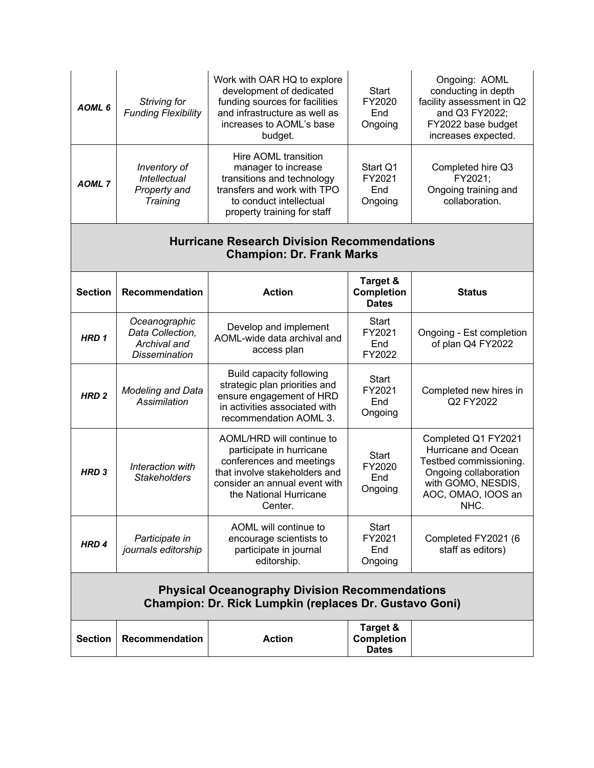| | | | | |
|---|---|---|---|---|
| ***AOML 6*** | *Striving for Funding Flexibility* | Work with OAR HQ to explore development of dedicated funding sources for facilities and infrastructure as well as increases to AOML's base budget. | Start FY2020 End Ongoing | Ongoing: AOML conducting in depth facility assessment in Q2 and Q3 FY2022; FY2022 base budget increases expected. |
| ***AOML 7*** | *Inventory of Intellectual Property and Training* | Hire AOML transition manager to increase transitions and technology transfers and work with TPO to conduct intellectual property training for staff | Start Q1 FY2021 End Ongoing | Completed hire Q3 FY2021; Ongoing training and collaboration. |

## Hurricane Research Division Recommendations
## Champion: Dr. Frank Marks

| Section | Recommendation | Action | Target & Completion Dates | Status |
|---|---|---|---|---|
| ***HRD 1*** | *Oceanographic Data Collection, Archival and Dissemination* | Develop and implement AOML-wide data archival and access plan | Start FY2021 End FY2022 | Ongoing - Est completion of plan Q4 FY2022 |
| ***HRD 2*** | *Modeling and Data Assimilation* | Build capacity following strategic plan priorities and ensure engagement of HRD in activities associated with recommendation AOML 3. | Start FY2021 End Ongoing | Completed new hires in Q2 FY2022 |
| ***HRD 3*** | *Interaction with Stakeholders* | AOML/HRD will continue to participate in hurricane conferences and meetings that involve stakeholders and consider an annual event with the National Hurricane Center. | Start FY2020 End Ongoing | Completed Q1 FY2021 Hurricane and Ocean Testbed commissioning. Ongoing collaboration with GOMO, NESDIS, AOC, OMAO, IOOS an NHC. |
| ***HRD 4*** | *Participate in journals editorship* | AOML will continue to encourage scientists to participate in journal editorship. | Start FY2021 End Ongoing | Completed FY2021 (6 staff as editors) |

## Physical Oceanography Division Recommendations
## Champion: Dr. Rick Lumpkin (replaces Dr. Gustavo Goni)

| Section | Recommendation | Action | Target & Completion Dates | |
|---|---|---|---|---|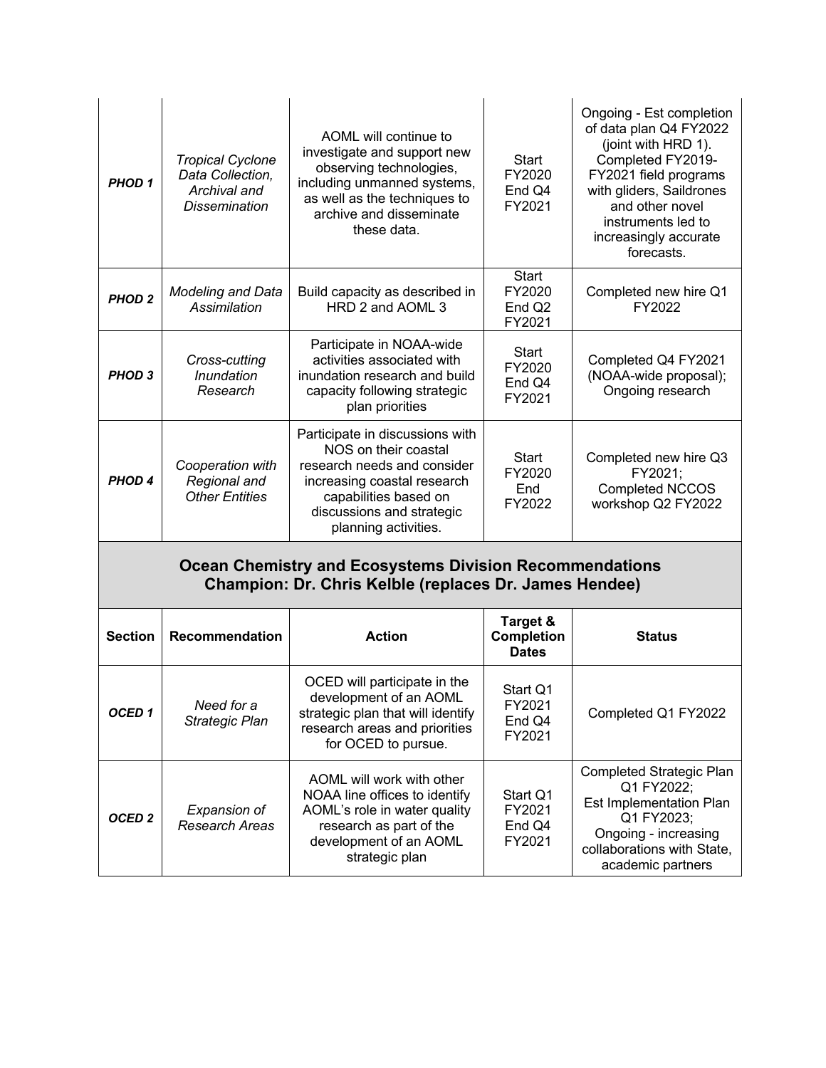| | | | | |
|---|---|---|---|---|
| ***PHOD 1*** | *Tropical Cyclone Data Collection, Archival and Dissemination* | AOML will continue to investigate and support new observing technologies, including unmanned systems, as well as the techniques to archive and disseminate these data. | Start FY2020 End Q4 FY2021 | Ongoing - Est completion of data plan Q4 FY2022 (joint with HRD 1). Completed FY2019-FY2021 field programs with gliders, Saildrones and other novel instruments led to increasingly accurate forecasts. |
| ***PHOD 2*** | *Modeling and Data Assimilation* | Build capacity as described in HRD 2 and AOML 3 | Start FY2020 End Q2 FY2021 | Completed new hire Q1 FY2022 |
| ***PHOD 3*** | *Cross-cutting Inundation Research* | Participate in NOAA-wide activities associated with inundation research and build capacity following strategic plan priorities | Start FY2020 End Q4 FY2021 | Completed Q4 FY2021 (NOAA-wide proposal); Ongoing research |
| ***PHOD 4*** | *Cooperation with Regional and Other Entities* | Participate in discussions with NOS on their coastal research needs and consider increasing coastal research capabilities based on discussions and strategic planning activities. | Start FY2020 End FY2022 | Completed new hire Q3 FY2021; Completed NCCOS workshop Q2 FY2022 |

**Ocean Chemistry and Ecosystems Division Recommendations**
**Champion: Dr. Chris Kelble (replaces Dr. James Hendee)**

| Section | Recommendation | Action | Target & Completion Dates | Status |
|---|---|---|---|---|
| ***OCED 1*** | *Need for a Strategic Plan* | OCED will participate in the development of an AOML strategic plan that will identify research areas and priorities for OCED to pursue. | Start Q1 FY2021 End Q4 FY2021 | Completed Q1 FY2022 |
| ***OCED 2*** | *Expansion of Research Areas* | AOML will work with other NOAA line offices to identify AOML's role in water quality research as part of the development of an AOML strategic plan | Start Q1 FY2021 End Q4 FY2021 | Completed Strategic Plan Q1 FY2022; Est Implementation Plan Q1 FY2023; Ongoing - increasing collaborations with State, academic partners |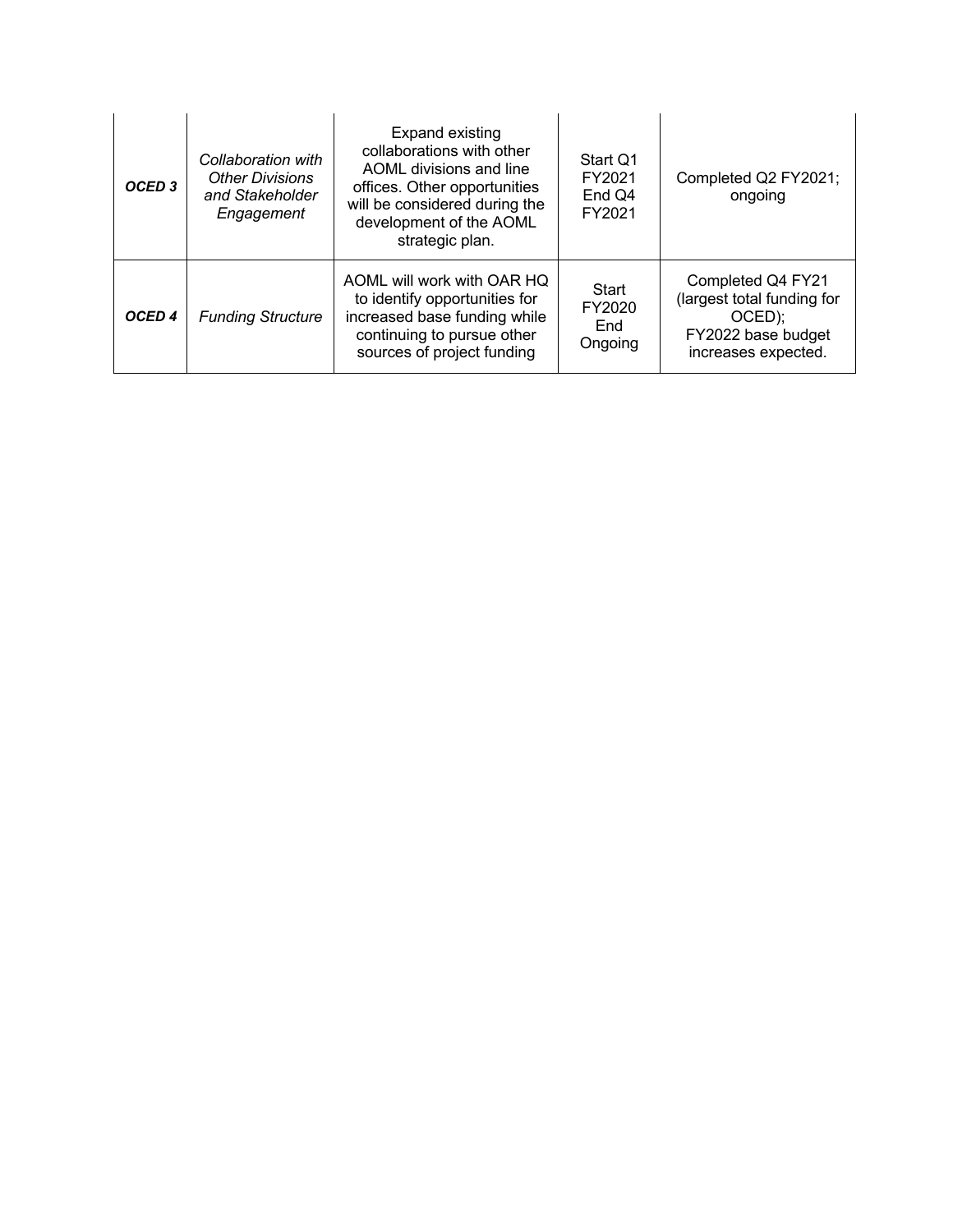| | | | | |
|---|---|---|---|---|
| ***OCED 3*** | *Collaboration with Other Divisions and Stakeholder Engagement* | Expand existing collaborations with other AOML divisions and line offices. Other opportunities will be considered during the development of the AOML strategic plan. | Start Q1 FY2021 End Q4 FY2021 | Completed Q2 FY2021; ongoing |
| ***OCED 4*** | *Funding Structure* | AOML will work with OAR HQ to identify opportunities for increased base funding while continuing to pursue other sources of project funding | Start FY2020 End Ongoing | Completed Q4 FY21 (largest total funding for OCED); FY2022 base budget increases expected. |